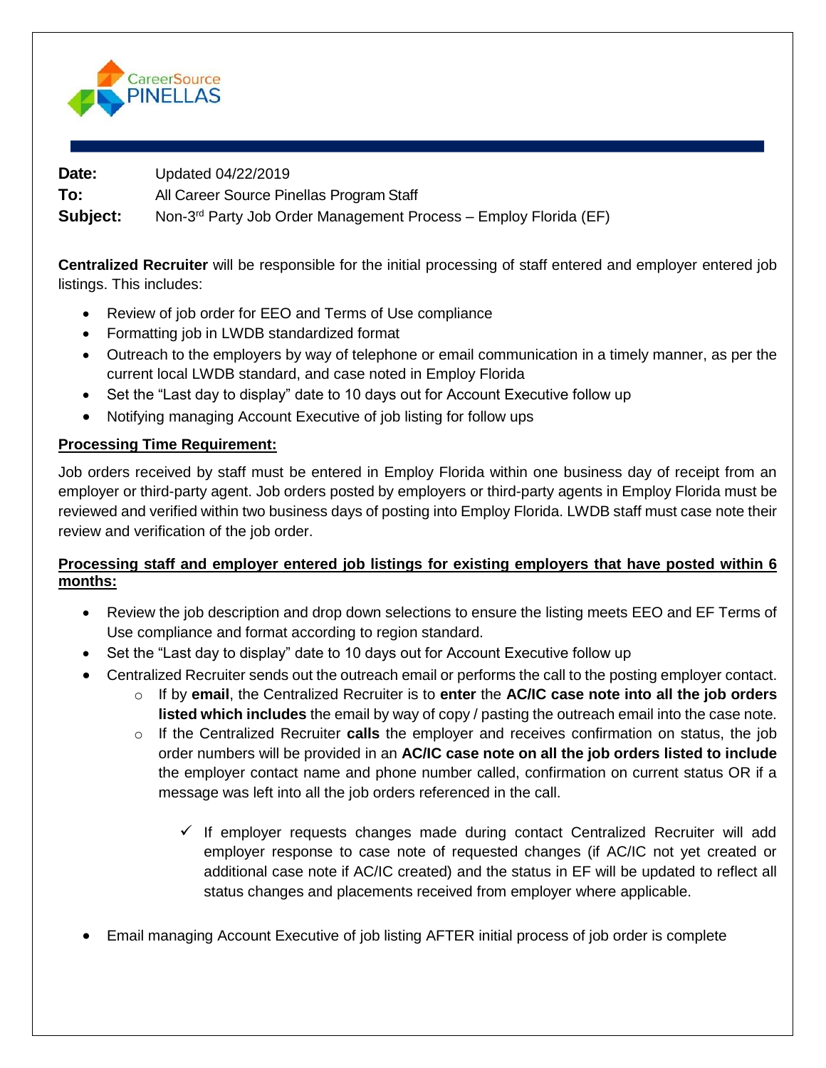CareerSource PINELLAS

**Date:** Updated 04/22/2019
**To:** All Career Source Pinellas Program Staff
**Subject:** Non-3rd Party Job Order Management Process – Employ Florida (EF)

**Centralized Recruiter** will be responsible for the initial processing of staff entered and employer entered job listings. This includes:

- Review of job order for EEO and Terms of Use compliance
- Formatting job in LWDB standardized format
- Outreach to the employers by way of telephone or email communication in a timely manner, as per the current local LWDB standard, and case noted in Employ Florida
- Set the "Last day to display" date to 10 days out for Account Executive follow up
- Notifying managing Account Executive of job listing for follow ups

**<u>Processing Time Requirement:</u>**

Job orders received by staff must be entered in Employ Florida within one business day of receipt from an employer or third-party agent. Job orders posted by employers or third-party agents in Employ Florida must be reviewed and verified within two business days of posting into Employ Florida. LWDB staff must case note their review and verification of the job order.

**<u>Processing staff and employer entered job listings for existing employers that have posted within 6 months:</u>**

- Review the job description and drop down selections to ensure the listing meets EEO and EF Terms of Use compliance and format according to region standard.
- Set the "Last day to display" date to 10 days out for Account Executive follow up
- Centralized Recruiter sends out the outreach email or performs the call to the posting employer contact.
  - If by **email**, the Centralized Recruiter is to **enter** the **AC/IC case note into all the job orders listed which includes** the email by way of copy / pasting the outreach email into the case note.
  - If the Centralized Recruiter **calls** the employer and receives confirmation on status, the job order numbers will be provided in an **AC/IC case note on all the job orders listed to include** the employer contact name and phone number called, confirmation on current status OR if a message was left into all the job orders referenced in the call.
    - ✓ If employer requests changes made during contact Centralized Recruiter will add employer response to case note of requested changes (if AC/IC not yet created or additional case note if AC/IC created) and the status in EF will be updated to reflect all status changes and placements received from employer where applicable.
- Email managing Account Executive of job listing AFTER initial process of job order is complete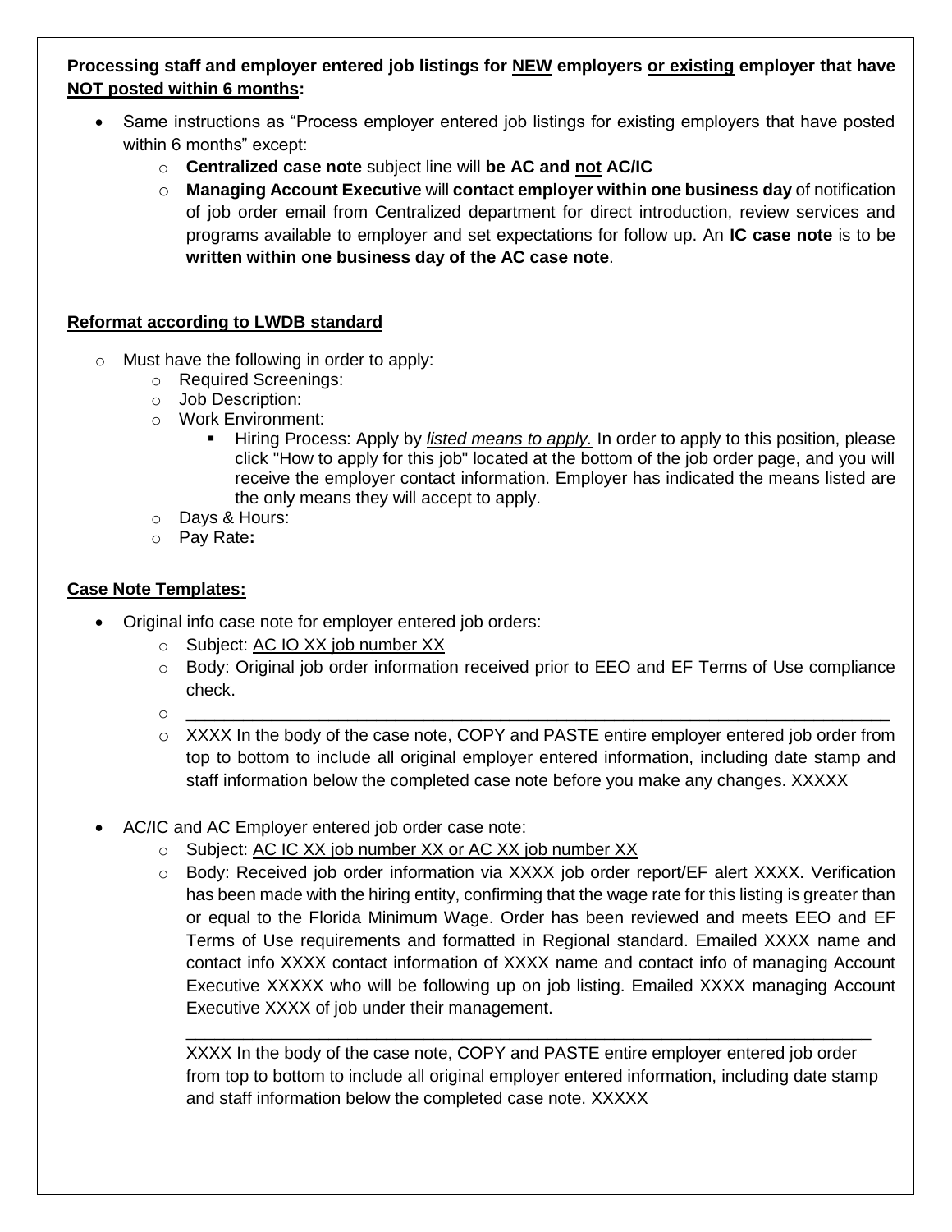**Processing staff and employer entered job listings for <u>NEW</u> employers <u>or existing</u> employer that have <u>NOT posted within 6 months</u>:**

- Same instructions as "Process employer entered job listings for existing employers that have posted within 6 months" except:
  - **Centralized case note** subject line will **be AC and <u>not</u> AC/IC**
  - **Managing Account Executive** will **contact employer within one business day** of notification of job order email from Centralized department for direct introduction, review services and programs available to employer and set expectations for follow up. An **IC case note** is to be **written within one business day of the AC case note**.

**<u>Reformat according to LWDB standard</u>**

- Must have the following in order to apply:
  - Required Screenings:
  - Job Description:
  - Work Environment:
    - Hiring Process: Apply by <u>*listed means to apply.*</u> In order to apply to this position, please click "How to apply for this job" located at the bottom of the job order page, and you will receive the employer contact information. Employer has indicated the means listed are the only means they will accept to apply.
  - Days & Hours:
  - Pay Rate**:**

**<u>Case Note Templates:</u>**

- Original info case note for employer entered job orders:
  - Subject: <u>AC IO XX job number XX</u>
  - Body: Original job order information received prior to EEO and EF Terms of Use compliance check.
  - \_\_\_\_\_\_\_\_\_\_\_\_\_\_\_\_\_\_\_\_\_\_\_\_\_\_\_\_\_\_\_\_\_\_\_\_\_\_\_\_\_\_\_\_\_\_\_\_\_\_\_\_\_\_\_\_\_\_\_\_\_\_\_\_\_\_\_\_
  - XXXX In the body of the case note, COPY and PASTE entire employer entered job order from top to bottom to include all original employer entered information, including date stamp and staff information below the completed case note before you make any changes. XXXXX

- AC/IC and AC Employer entered job order case note:
  - Subject: <u>AC IC XX job number XX or AC XX job number XX</u>
  - Body: Received job order information via XXXX job order report/EF alert XXXX. Verification has been made with the hiring entity, confirming that the wage rate for this listing is greater than or equal to the Florida Minimum Wage. Order has been reviewed and meets EEO and EF Terms of Use requirements and formatted in Regional standard. Emailed XXXX name and contact info XXXX contact information of XXXX name and contact info of managing Account Executive XXXXX who will be following up on job listing. Emailed XXXX managing Account Executive XXXX of job under their management.

    \_\_\_\_\_\_\_\_\_\_\_\_\_\_\_\_\_\_\_\_\_\_\_\_\_\_\_\_\_\_\_\_\_\_\_\_\_\_\_\_\_\_\_\_\_\_\_\_\_\_\_\_\_\_\_\_\_\_\_\_\_\_\_\_\_\_\_\_

    XXXX In the body of the case note, COPY and PASTE entire employer entered job order from top to bottom to include all original employer entered information, including date stamp and staff information below the completed case note. XXXXX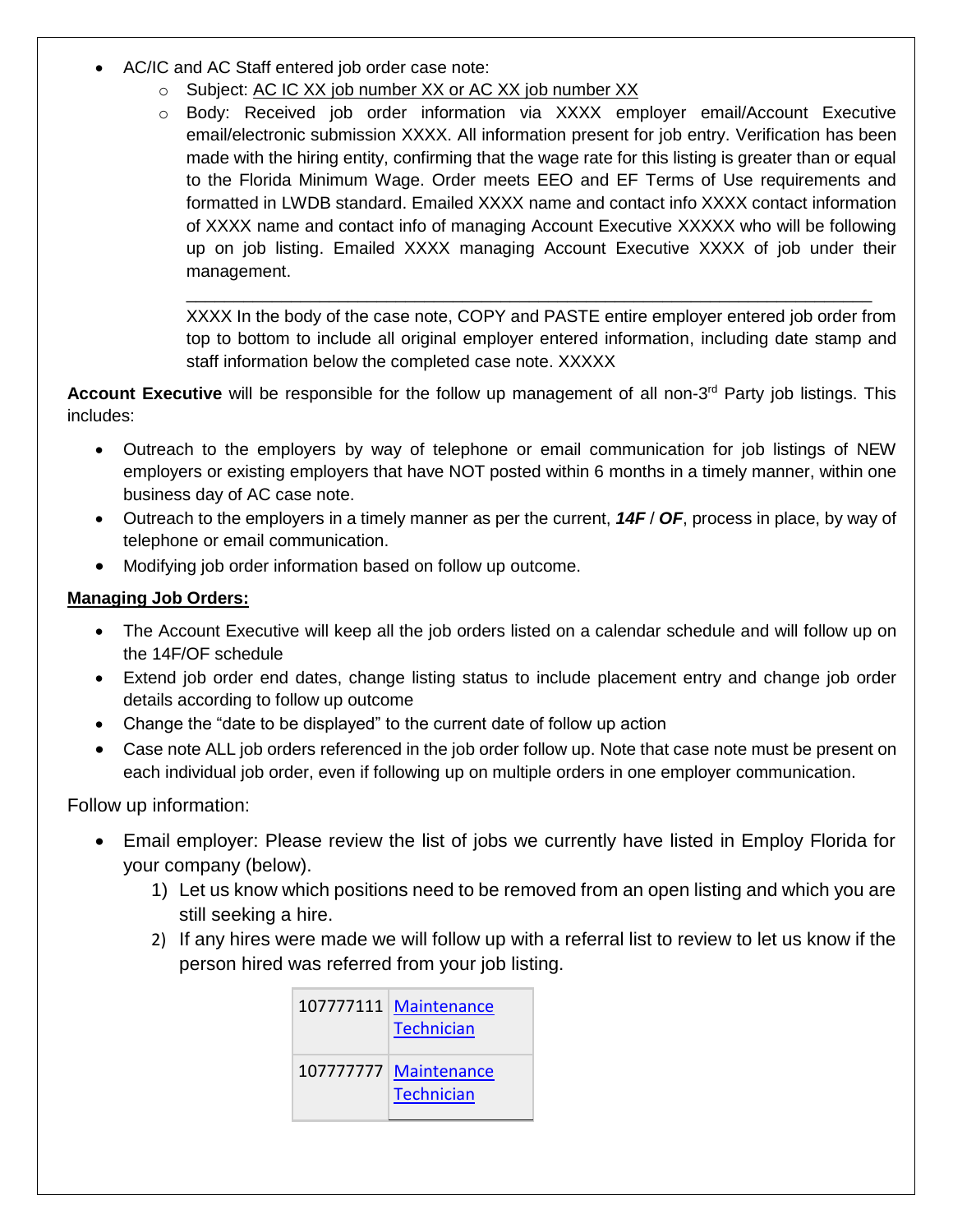- AC/IC and AC Staff entered job order case note:
    - Subject: <u>AC IC XX job number XX or AC XX job number XX</u>
    - Body: Received job order information via XXXX employer email/Account Executive email/electronic submission XXXX. All information present for job entry. Verification has been made with the hiring entity, confirming that the wage rate for this listing is greater than or equal to the Florida Minimum Wage. Order meets EEO and EF Terms of Use requirements and formatted in LWDB standard. Emailed XXXX name and contact info XXXX contact information of XXXX name and contact info of managing Account Executive XXXXX who will be following up on job listing. Emailed XXXX managing Account Executive XXXX of job under their management.

      ___________________________________________________________________________

      XXXX In the body of the case note, COPY and PASTE entire employer entered job order from top to bottom to include all original employer entered information, including date stamp and staff information below the completed case note. XXXXX

**Account Executive** will be responsible for the follow up management of all non-3rd Party job listings. This includes:

- Outreach to the employers by way of telephone or email communication for job listings of NEW employers or existing employers that have NOT posted within 6 months in a timely manner, within one business day of AC case note.
- Outreach to the employers in a timely manner as per the current, ***14F*** / ***OF***, process in place, by way of telephone or email communication.
- Modifying job order information based on follow up outcome.

**<u>Managing Job Orders:</u>**

- The Account Executive will keep all the job orders listed on a calendar schedule and will follow up on the 14F/OF schedule
- Extend job order end dates, change listing status to include placement entry and change job order details according to follow up outcome
- Change the "date to be displayed" to the current date of follow up action
- Case note ALL job orders referenced in the job order follow up. Note that case note must be present on each individual job order, even if following up on multiple orders in one employer communication.

Follow up information:

- Email employer: Please review the list of jobs we currently have listed in Employ Florida for your company (below).
    1) Let us know which positions need to be removed from an open listing and which you are still seeking a hire.
    2) If any hires were made we will follow up with a referral list to review to let us know if the person hired was referred from your job listing.

| | |
|---|---|
| 107777111 | Maintenance Technician |
| 107777777 | Maintenance Technician |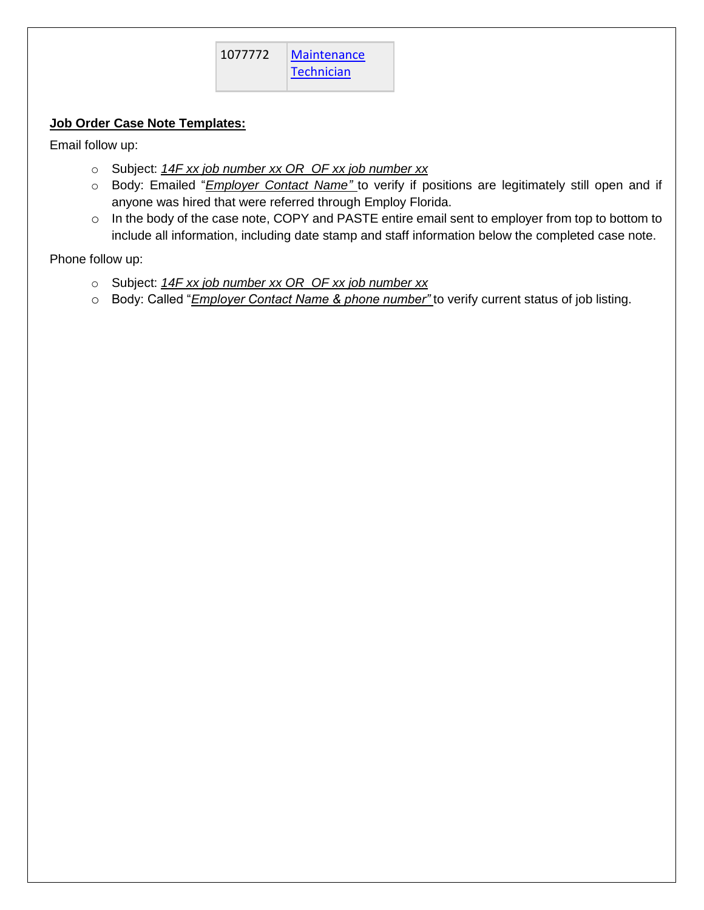| | |
|---|---|
| 1077772 | Maintenance Technician |

**Job Order Case Note Templates:**

Email follow up:

- Subject: *14F xx job number xx OR  OF xx job number xx*
- Body: Emailed "*Employer Contact Name"* to verify if positions are legitimately still open and if anyone was hired that were referred through Employ Florida.
- In the body of the case note, COPY and PASTE entire email sent to employer from top to bottom to include all information, including date stamp and staff information below the completed case note.

Phone follow up:

- Subject: *14F xx job number xx OR  OF xx job number xx*
- Body: Called "*Employer Contact Name & phone number"* to verify current status of job listing.